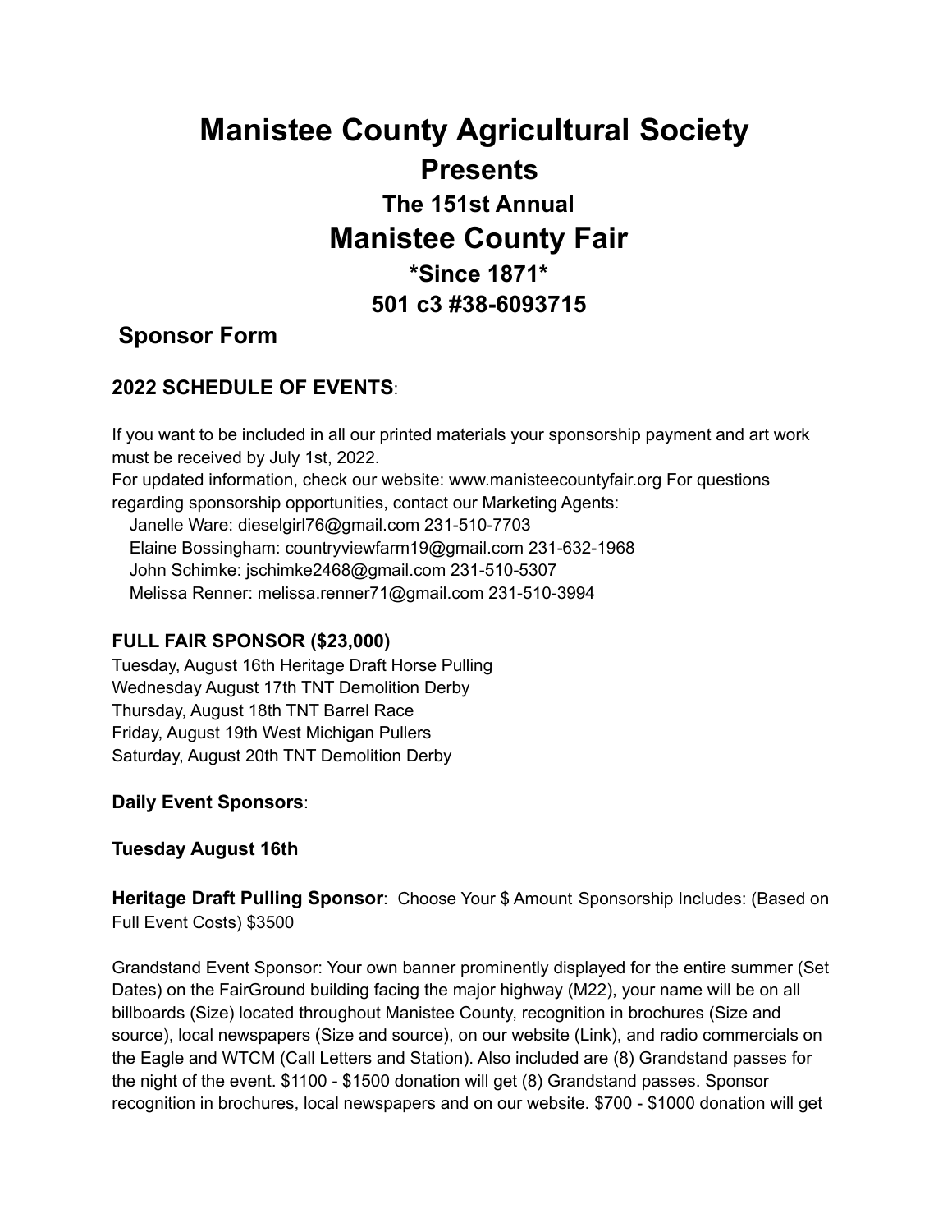# Manistee County Agricultural Society
## Presents
### The 151st Annual
## Manistee County Fair
### *Since 1871*
### 501 c3 #38-6093715

## Sponsor Form

### 2022 SCHEDULE OF EVENTS:

If you want to be included in all our printed materials your sponsorship payment and art work must be received by July 1st, 2022.
For updated information, check our website: www.manisteecountyfair.org For questions regarding sponsorship opportunities, contact our Marketing Agents:

Janelle Ware: dieselgirl76@gmail.com 231-510-7703
Elaine Bossingham: countryviewfarm19@gmail.com 231-632-1968
John Schimke: jschimke2468@gmail.com 231-510-5307
Melissa Renner: melissa.renner71@gmail.com 231-510-3994

**FULL FAIR SPONSOR ($23,000)**

Tuesday, August 16th Heritage Draft Horse Pulling
Wednesday August 17th TNT Demolition Derby
Thursday, August 18th TNT Barrel Race
Friday, August 19th West Michigan Pullers
Saturday, August 20th TNT Demolition Derby

**Daily Event Sponsors**:

**Tuesday August 16th**

**Heritage Draft Pulling Sponsor**: Choose Your $ Amount Sponsorship Includes: (Based on Full Event Costs) $3500

Grandstand Event Sponsor: Your own banner prominently displayed for the entire summer (Set Dates) on the FairGround building facing the major highway (M22), your name will be on all billboards (Size) located throughout Manistee County, recognition in brochures (Size and source), local newspapers (Size and source), on our website (Link), and radio commercials on the Eagle and WTCM (Call Letters and Station). Also included are (8) Grandstand passes for the night of the event. $1100 - $1500 donation will get (8) Grandstand passes. Sponsor recognition in brochures, local newspapers and on our website. $700 - $1000 donation will get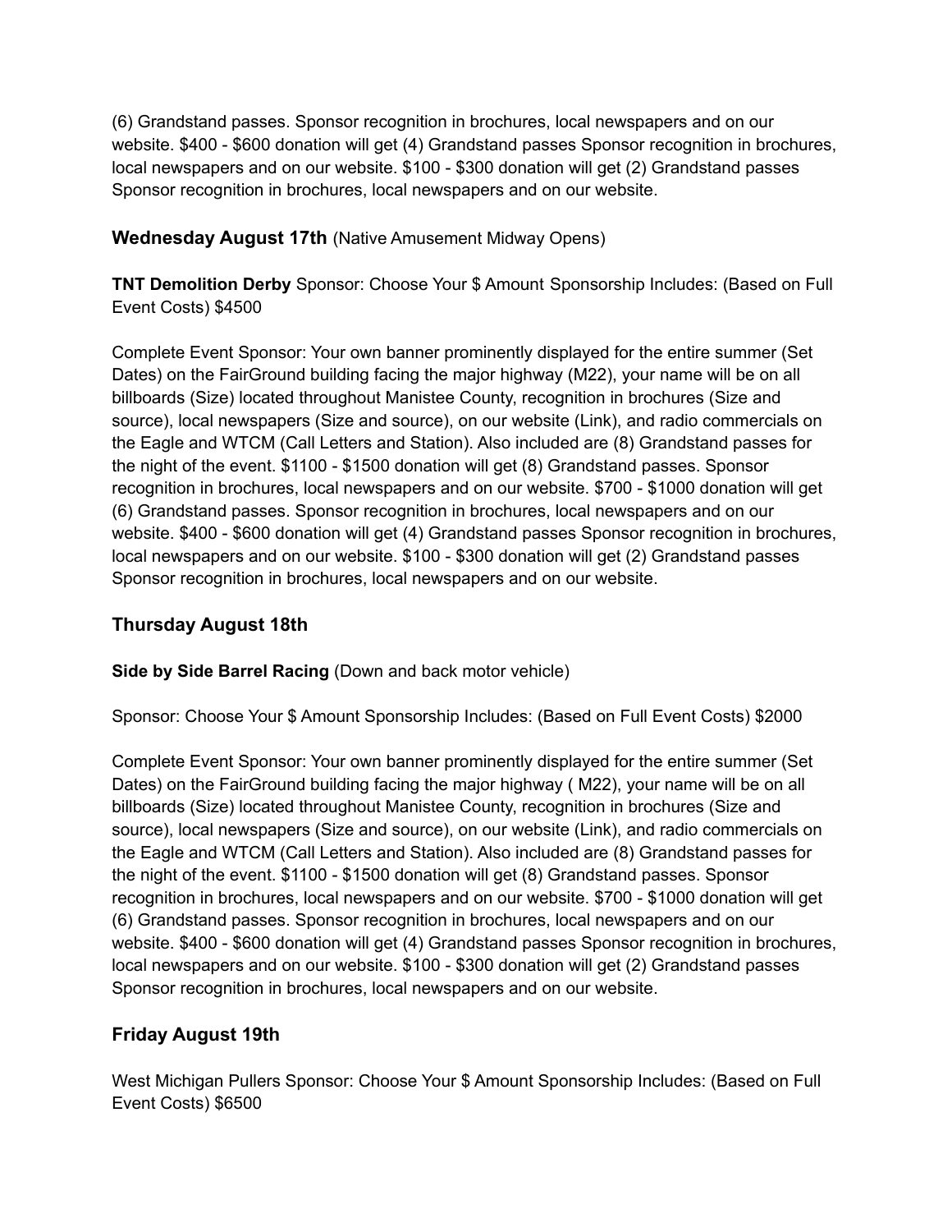(6) Grandstand passes. Sponsor recognition in brochures, local newspapers and on our website. $400 - $600 donation will get (4) Grandstand passes Sponsor recognition in brochures, local newspapers and on our website. $100 - $300 donation will get (2) Grandstand passes Sponsor recognition in brochures, local newspapers and on our website.

### **Wednesday August 17th** (Native Amusement Midway Opens)

**TNT Demolition Derby** Sponsor: Choose Your $ Amount Sponsorship Includes: (Based on Full Event Costs) $4500

Complete Event Sponsor: Your own banner prominently displayed for the entire summer (Set Dates) on the FairGround building facing the major highway (M22), your name will be on all billboards (Size) located throughout Manistee County, recognition in brochures (Size and source), local newspapers (Size and source), on our website (Link), and radio commercials on the Eagle and WTCM (Call Letters and Station). Also included are (8) Grandstand passes for the night of the event. $1100 - $1500 donation will get (8) Grandstand passes. Sponsor recognition in brochures, local newspapers and on our website. $700 - $1000 donation will get (6) Grandstand passes. Sponsor recognition in brochures, local newspapers and on our website. $400 - $600 donation will get (4) Grandstand passes Sponsor recognition in brochures, local newspapers and on our website. $100 - $300 donation will get (2) Grandstand passes Sponsor recognition in brochures, local newspapers and on our website.

### Thursday August 18th

**Side by Side Barrel Racing** (Down and back motor vehicle)

Sponsor: Choose Your $ Amount Sponsorship Includes: (Based on Full Event Costs) $2000

Complete Event Sponsor: Your own banner prominently displayed for the entire summer (Set Dates) on the FairGround building facing the major highway ( M22), your name will be on all billboards (Size) located throughout Manistee County, recognition in brochures (Size and source), local newspapers (Size and source), on our website (Link), and radio commercials on the Eagle and WTCM (Call Letters and Station). Also included are (8) Grandstand passes for the night of the event. $1100 - $1500 donation will get (8) Grandstand passes. Sponsor recognition in brochures, local newspapers and on our website. $700 - $1000 donation will get (6) Grandstand passes. Sponsor recognition in brochures, local newspapers and on our website. $400 - $600 donation will get (4) Grandstand passes Sponsor recognition in brochures, local newspapers and on our website. $100 - $300 donation will get (2) Grandstand passes Sponsor recognition in brochures, local newspapers and on our website.

### Friday August 19th

West Michigan Pullers Sponsor: Choose Your $ Amount Sponsorship Includes: (Based on Full Event Costs) $6500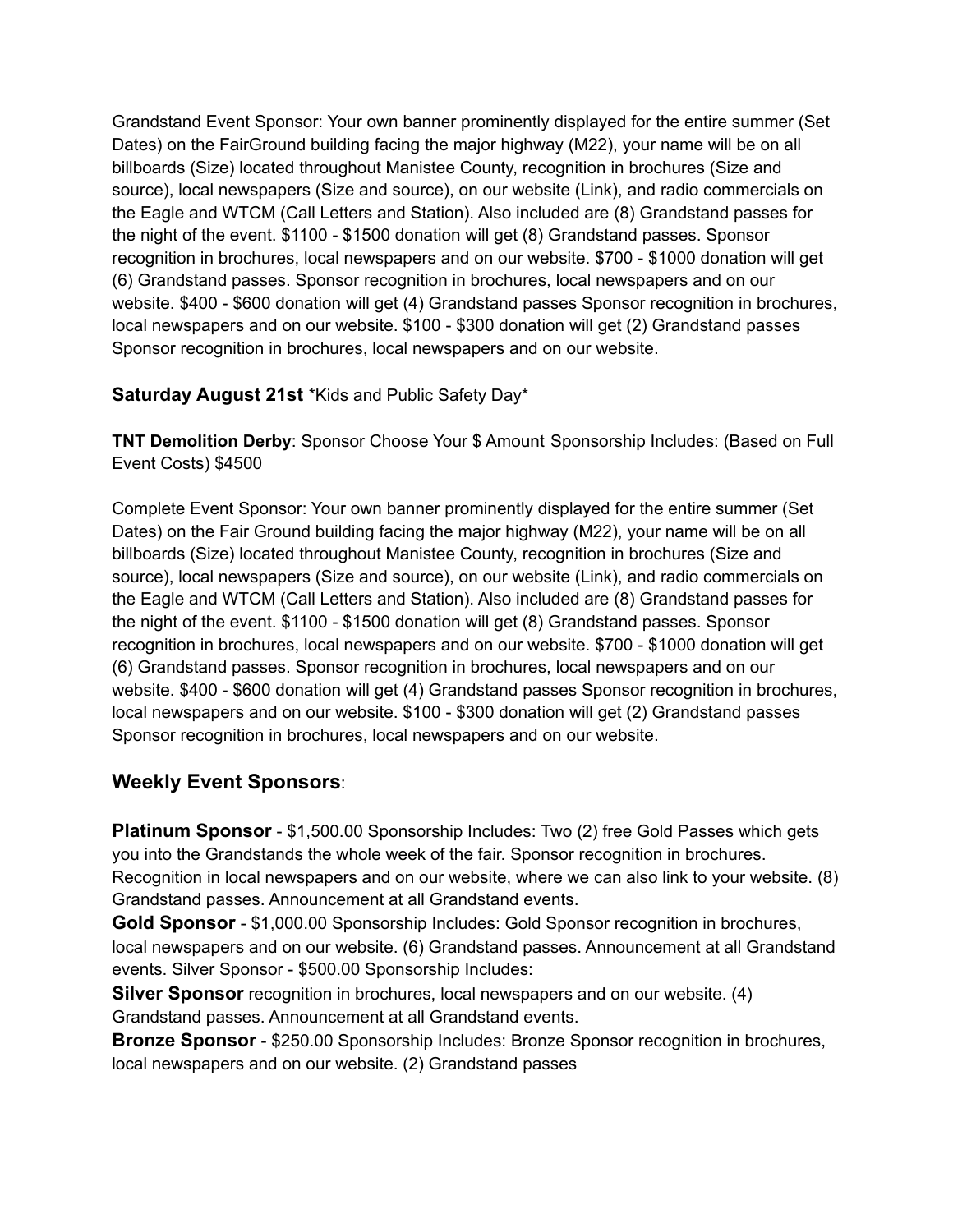Grandstand Event Sponsor: Your own banner prominently displayed for the entire summer (Set Dates) on the FairGround building facing the major highway (M22), your name will be on all billboards (Size) located throughout Manistee County, recognition in brochures (Size and source), local newspapers (Size and source), on our website (Link), and radio commercials on the Eagle and WTCM (Call Letters and Station). Also included are (8) Grandstand passes for the night of the event. $1100 - $1500 donation will get (8) Grandstand passes. Sponsor recognition in brochures, local newspapers and on our website. $700 - $1000 donation will get (6) Grandstand passes. Sponsor recognition in brochures, local newspapers and on our website. $400 - $600 donation will get (4) Grandstand passes Sponsor recognition in brochures, local newspapers and on our website. $100 - $300 donation will get (2) Grandstand passes Sponsor recognition in brochures, local newspapers and on our website.

**Saturday August 21st** *Kids and Public Safety Day*

**TNT Demolition Derby**: Sponsor Choose Your $ Amount Sponsorship Includes: (Based on Full Event Costs) $4500

Complete Event Sponsor: Your own banner prominently displayed for the entire summer (Set Dates) on the Fair Ground building facing the major highway (M22), your name will be on all billboards (Size) located throughout Manistee County, recognition in brochures (Size and source), local newspapers (Size and source), on our website (Link), and radio commercials on the Eagle and WTCM (Call Letters and Station). Also included are (8) Grandstand passes for the night of the event. $1100 - $1500 donation will get (8) Grandstand passes. Sponsor recognition in brochures, local newspapers and on our website. $700 - $1000 donation will get (6) Grandstand passes. Sponsor recognition in brochures, local newspapers and on our website. $400 - $600 donation will get (4) Grandstand passes Sponsor recognition in brochures, local newspapers and on our website. $100 - $300 donation will get (2) Grandstand passes Sponsor recognition in brochures, local newspapers and on our website.

## Weekly Event Sponsors:

**Platinum Sponsor** - $1,500.00 Sponsorship Includes: Two (2) free Gold Passes which gets you into the Grandstands the whole week of the fair. Sponsor recognition in brochures. Recognition in local newspapers and on our website, where we can also link to your website. (8) Grandstand passes. Announcement at all Grandstand events.
**Gold Sponsor** - $1,000.00 Sponsorship Includes: Gold Sponsor recognition in brochures, local newspapers and on our website. (6) Grandstand passes. Announcement at all Grandstand events. Silver Sponsor - $500.00 Sponsorship Includes:
**Silver Sponsor** recognition in brochures, local newspapers and on our website. (4) Grandstand passes. Announcement at all Grandstand events.
**Bronze Sponsor** - $250.00 Sponsorship Includes: Bronze Sponsor recognition in brochures, local newspapers and on our website. (2) Grandstand passes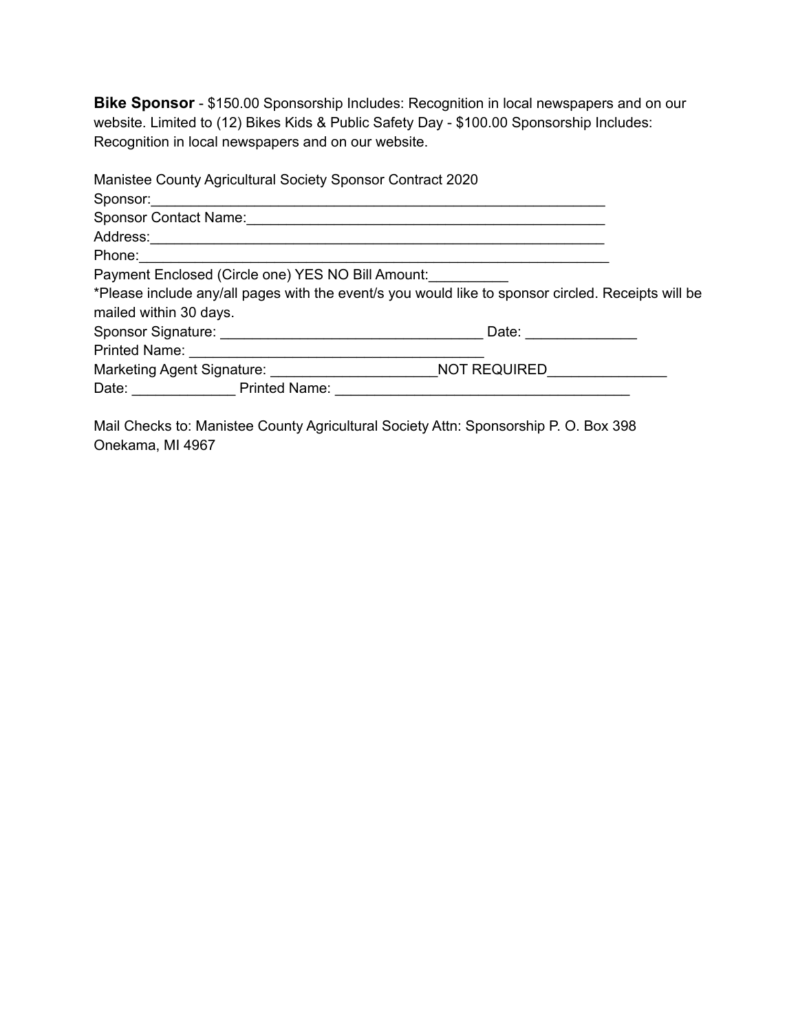**Bike Sponsor** - $150.00 Sponsorship Includes: Recognition in local newspapers and on our website. Limited to (12) Bikes Kids & Public Safety Day - $100.00 Sponsorship Includes: Recognition in local newspapers and on our website.

Manistee County Agricultural Society Sponsor Contract 2020
Sponsor:____________________________________________________________
Sponsor Contact Name:___________________________________________
Address:____________________________________________________________
Phone:______________________________________________________________
Payment Enclosed (Circle one) YES NO Bill Amount:__________
*Please include any/all pages with the event/s you would like to sponsor circled. Receipts will be mailed within 30 days.
Sponsor Signature: __________________________________ Date: ______________
Printed Name: _______________________________________
Marketing Agent Signature: ______________________NOT REQUIRED________________
Date: _____________ Printed Name: _______________________________________

Mail Checks to: Manistee County Agricultural Society Attn: Sponsorship P. O. Box 398 Onekama, MI 4967